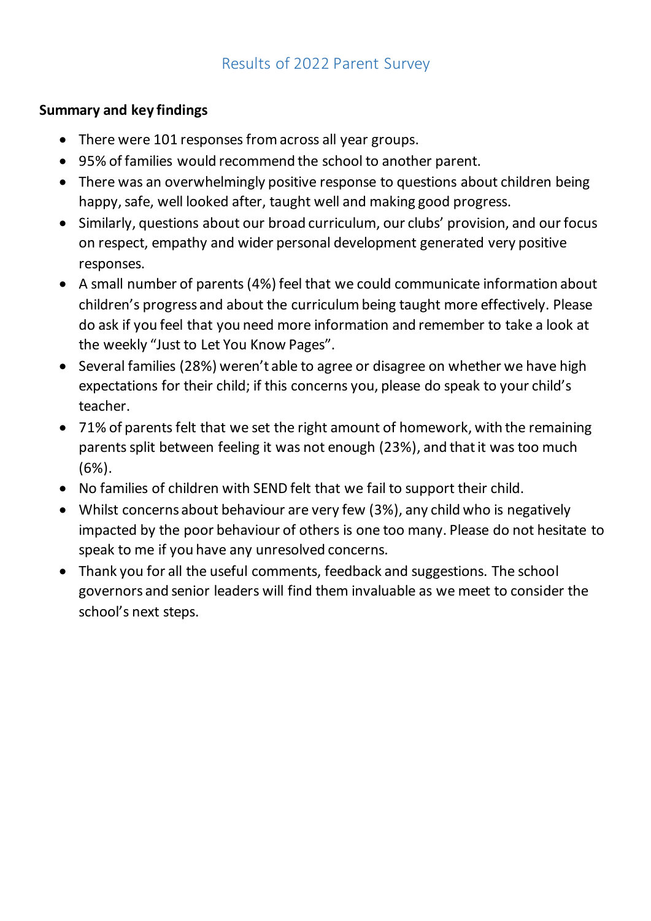# Results of 2022 Parent Survey

**Summary and key findings**

- There were 101 responses from across all year groups.
- 95% of families would recommend the school to another parent.
- There was an overwhelmingly positive response to questions about children being happy, safe, well looked after, taught well and making good progress.
- Similarly, questions about our broad curriculum, our clubs' provision, and our focus on respect, empathy and wider personal development generated very positive responses.
- A small number of parents (4%) feel that we could communicate information about children's progress and about the curriculum being taught more effectively. Please do ask if you feel that you need more information and remember to take a look at the weekly "Just to Let You Know Pages".
- Several families (28%) weren't able to agree or disagree on whether we have high expectations for their child; if this concerns you, please do speak to your child's teacher.
- 71% of parents felt that we set the right amount of homework, with the remaining parents split between feeling it was not enough (23%), and that it was too much (6%).
- No families of children with SEND felt that we fail to support their child.
- Whilst concerns about behaviour are very few (3%), any child who is negatively impacted by the poor behaviour of others is one too many. Please do not hesitate to speak to me if you have any unresolved concerns.
- Thank you for all the useful comments, feedback and suggestions. The school governors and senior leaders will find them invaluable as we meet to consider the school's next steps.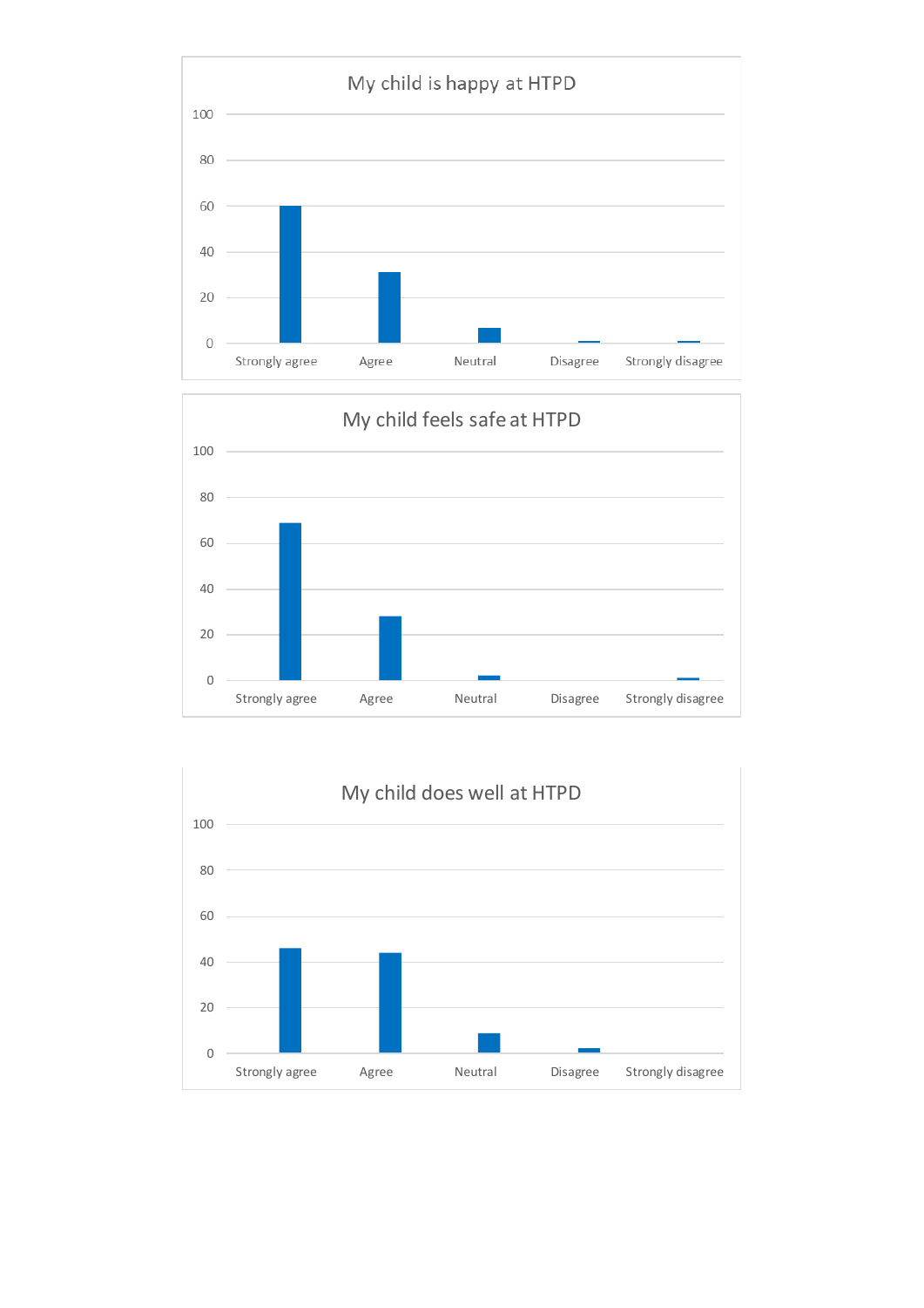My child is happy at HTPD

100
80
60
40
20
0

Strongly agree
Agree
Neutral
Disagree
Strongly disagree

My child feels safe at HTPD

100
80
60
40
20
0

Strongly agree
Agree
Neutral
Disagree
Strongly disagree

My child does well at HTPD

100
80
60
40
20
0

Strongly agree
Agree
Neutral
Disagree
Strongly disagree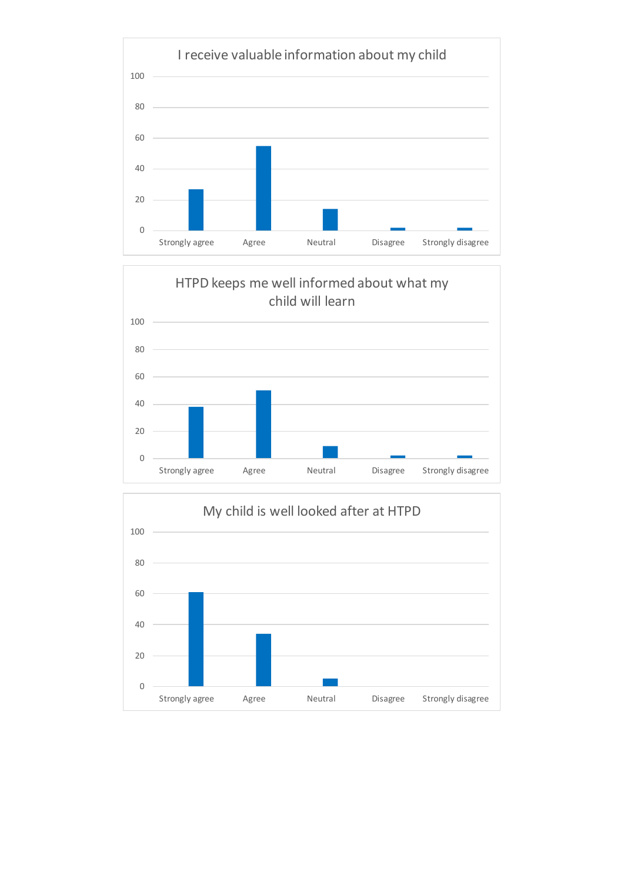I receive valuable information about my child

100
80
60
40
20
0

Strongly agree
Agree
Neutral
Disagree
Strongly disagree

HTPD keeps me well informed about what my child will learn

100
80
60
40
20
0

Strongly agree
Agree
Neutral
Disagree
Strongly disagree

My child is well looked after at HTPD

100
80
60
40
20
0

Strongly agree
Agree
Neutral
Disagree
Strongly disagree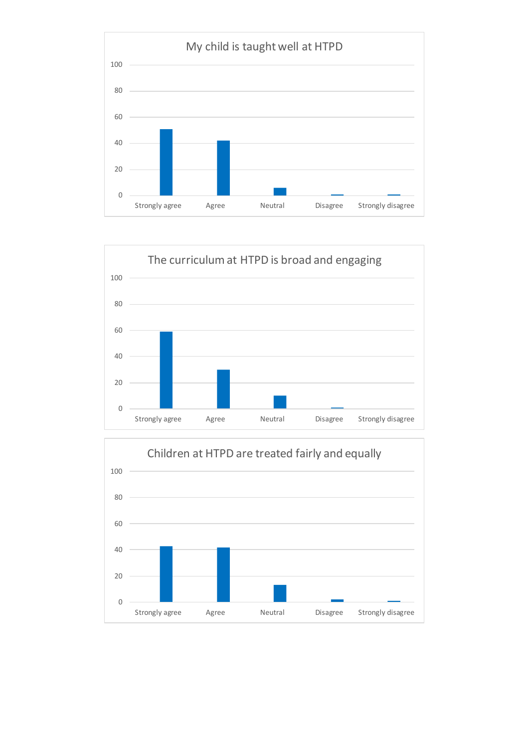My child is taught well at HTPD

100
80
60
40
20
0

Strongly agree
Agree
Neutral
Disagree
Strongly disagree

The curriculum at HTPD is broad and engaging

100
80
60
40
20
0

Strongly agree
Agree
Neutral
Disagree
Strongly disagree

Children at HTPD are treated fairly and equally

100
80
60
40
20
0

Strongly agree
Agree
Neutral
Disagree
Strongly disagree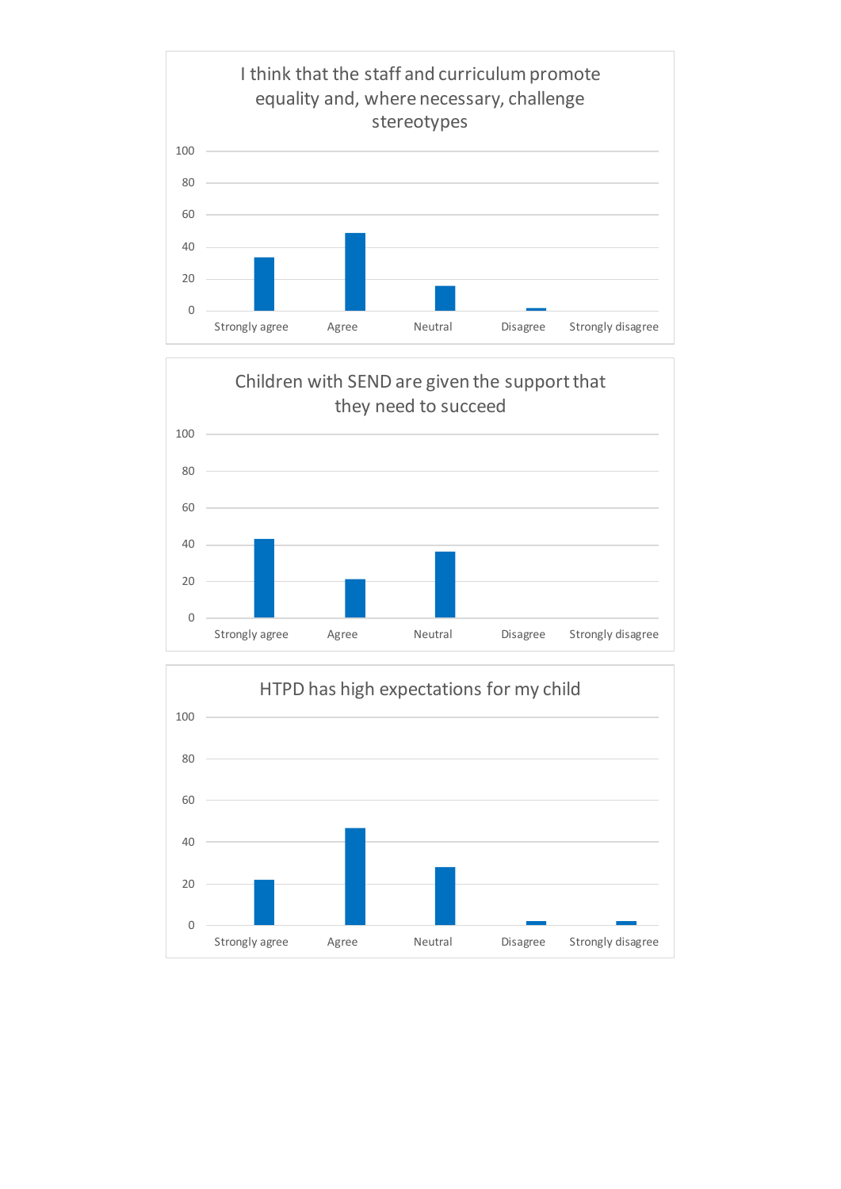I think that the staff and curriculum promote equality and, where necessary, challenge stereotypes

100
80
60
40
20
0

Strongly agree
Agree
Neutral
Disagree
Strongly disagree

Children with SEND are given the support that they need to succeed

100
80
60
40
20
0

Strongly agree
Agree
Neutral
Disagree
Strongly disagree

HTPD has high expectations for my child

100
80
60
40
20
0

Strongly agree
Agree
Neutral
Disagree
Strongly disagree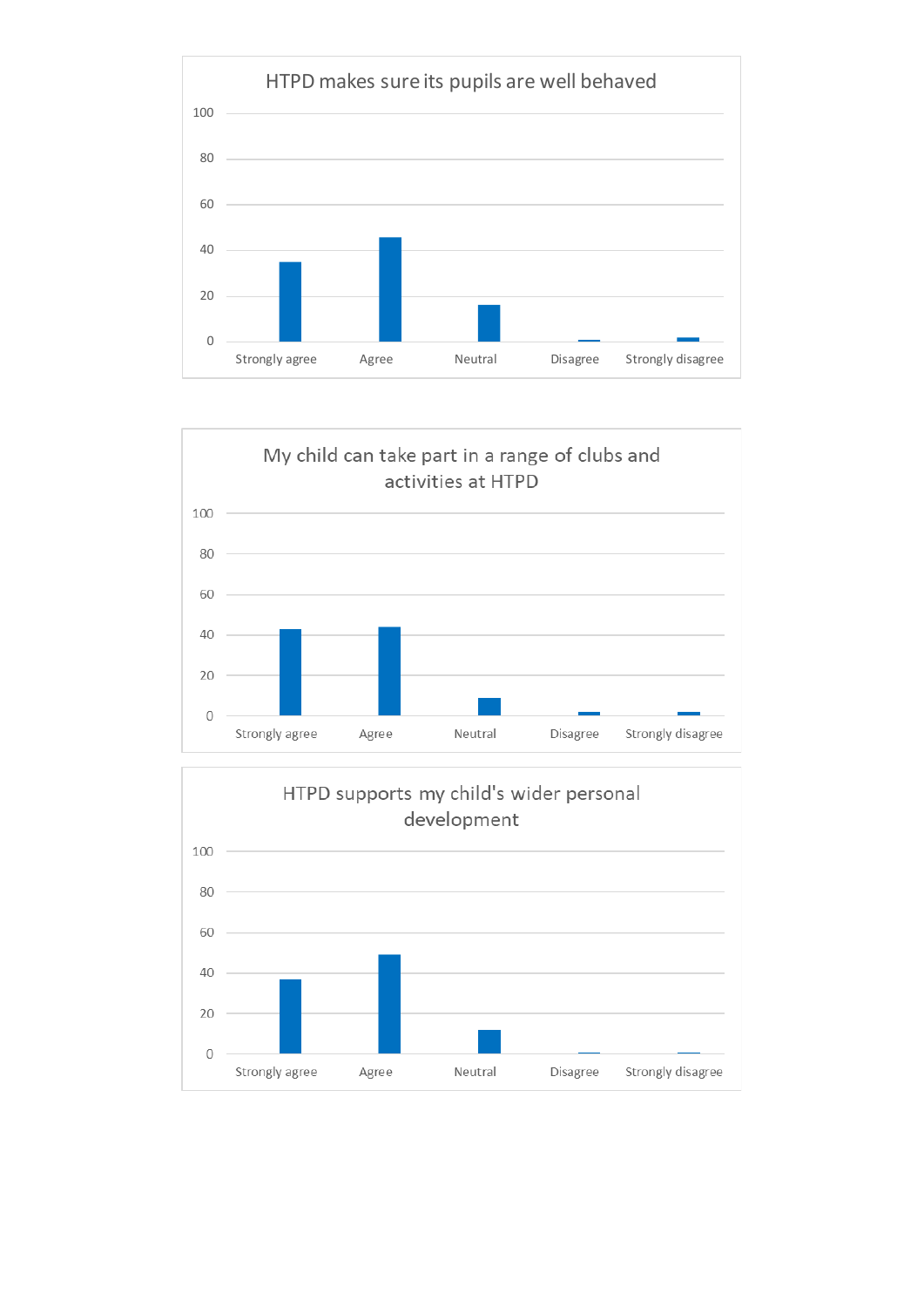HTPD makes sure its pupils are well behaved

100
80
60
40
20
0

Strongly agree
Agree
Neutral
Disagree
Strongly disagree

My child can take part in a range of clubs and activities at HTPD

100
80
60
40
20
0

Strongly agree
Agree
Neutral
Disagree
Strongly disagree

HTPD supports my child's wider personal development

100
80
60
40
20
0

Strongly agree
Agree
Neutral
Disagree
Strongly disagree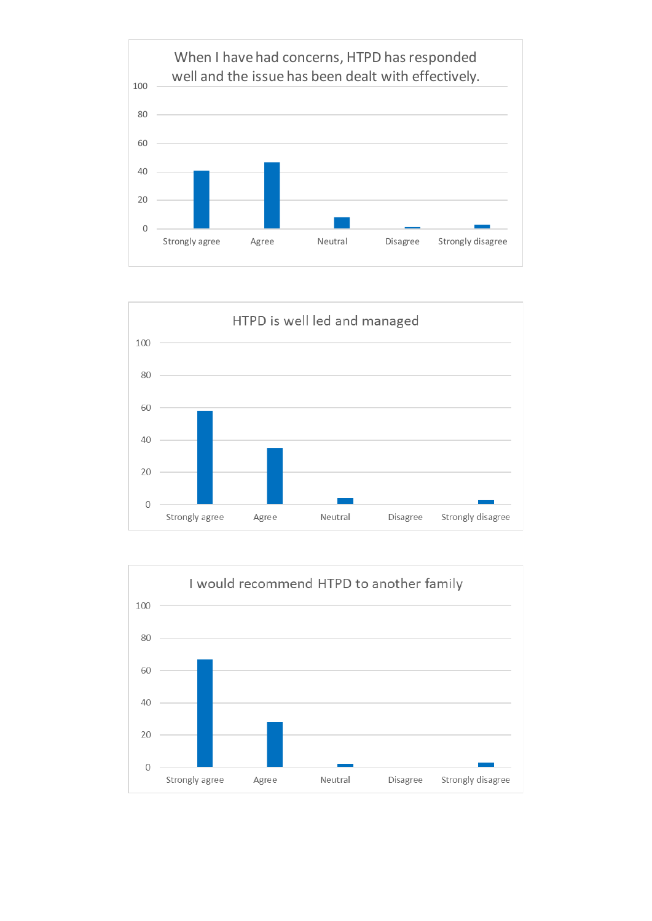When I have had concerns, HTPD has responded well and the issue has been dealt with effectively.

100
80
60
40
20
0

Strongly agree
Agree
Neutral
Disagree
Strongly disagree

HTPD is well led and managed

100
80
60
40
20
0

Strongly agree
Agree
Neutral
Disagree
Strongly disagree

I would recommend HTPD to another family

100
80
60
40
20
0

Strongly agree
Agree
Neutral
Disagree
Strongly disagree